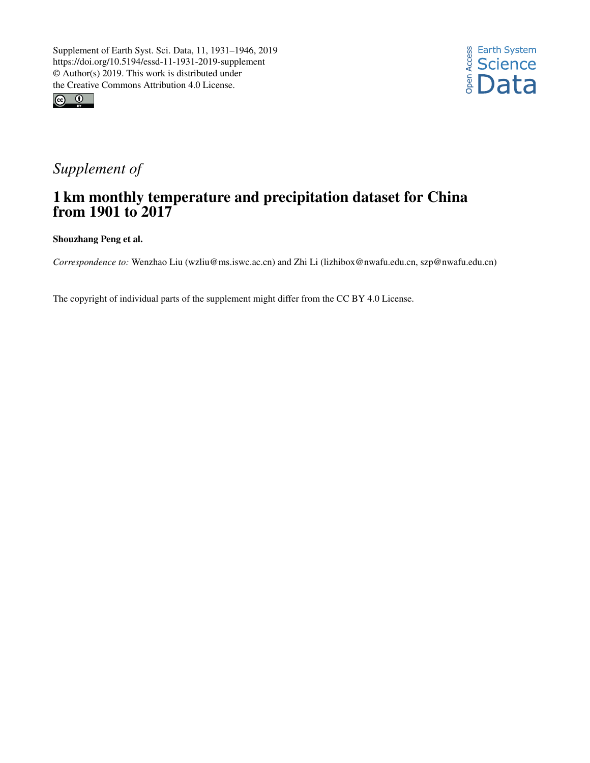Supplement of Earth Syst. Sci. Data, 11, 1931–1946, 2019
https://doi.org/10.5194/essd-11-1931-2019-supplement
© Author(s) 2019. This work is distributed under
the Creative Commons Attribution 4.0 License.

*Supplement of*

# 1 km monthly temperature and precipitation dataset for China from 1901 to 2017

**Shouzhang Peng et al.**

*Correspondence to:* Wenzhao Liu (wzliu@ms.iswc.ac.cn) and Zhi Li (lizhibox@nwafu.edu.cn, szp@nwafu.edu.cn)

The copyright of individual parts of the supplement might differ from the CC BY 4.0 License.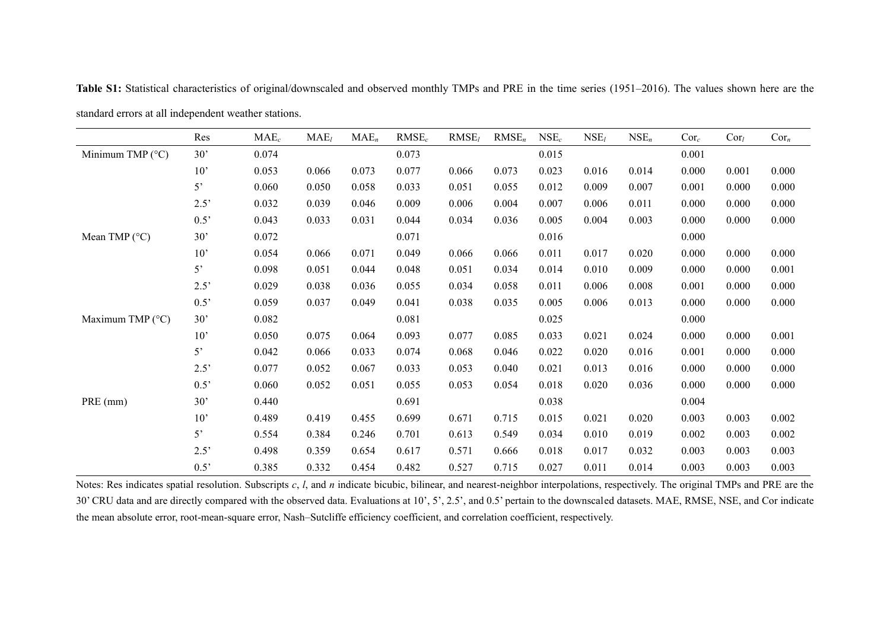**Table S1:** Statistical characteristics of original/downscaled and observed monthly TMPs and PRE in the time series (1951–2016). The values shown here are the standard errors at all independent weather stations.

| | Res | $MAE_c$ | $MAE_l$ | $MAE_n$ | $RMSE_c$ | $RMSE_l$ | $RMSE_n$ | $NSE_c$ | $NSE_l$ | $NSE_n$ | $Cor_c$ | $Cor_l$ | $Cor_n$ |
|---|---|---|---|---|---|---|---|---|---|---|---|---|---|
| Minimum TMP (°C) | 30’ | 0.074 | | | 0.073 | | | 0.015 | | | 0.001 | | |
| | 10’ | 0.053 | 0.066 | 0.073 | 0.077 | 0.066 | 0.073 | 0.023 | 0.016 | 0.014 | 0.000 | 0.001 | 0.000 |
| | 5’ | 0.060 | 0.050 | 0.058 | 0.033 | 0.051 | 0.055 | 0.012 | 0.009 | 0.007 | 0.001 | 0.000 | 0.000 |
| | 2.5’ | 0.032 | 0.039 | 0.046 | 0.009 | 0.006 | 0.004 | 0.007 | 0.006 | 0.011 | 0.000 | 0.000 | 0.000 |
| | 0.5’ | 0.043 | 0.033 | 0.031 | 0.044 | 0.034 | 0.036 | 0.005 | 0.004 | 0.003 | 0.000 | 0.000 | 0.000 |
| Mean TMP (°C) | 30’ | 0.072 | | | 0.071 | | | 0.016 | | | 0.000 | | |
| | 10’ | 0.054 | 0.066 | 0.071 | 0.049 | 0.066 | 0.066 | 0.011 | 0.017 | 0.020 | 0.000 | 0.000 | 0.000 |
| | 5’ | 0.098 | 0.051 | 0.044 | 0.048 | 0.051 | 0.034 | 0.014 | 0.010 | 0.009 | 0.000 | 0.000 | 0.001 |
| | 2.5’ | 0.029 | 0.038 | 0.036 | 0.055 | 0.034 | 0.058 | 0.011 | 0.006 | 0.008 | 0.001 | 0.000 | 0.000 |
| | 0.5’ | 0.059 | 0.037 | 0.049 | 0.041 | 0.038 | 0.035 | 0.005 | 0.006 | 0.013 | 0.000 | 0.000 | 0.000 |
| Maximum TMP (°C) | 30’ | 0.082 | | | 0.081 | | | 0.025 | | | 0.000 | | |
| | 10’ | 0.050 | 0.075 | 0.064 | 0.093 | 0.077 | 0.085 | 0.033 | 0.021 | 0.024 | 0.000 | 0.000 | 0.001 |
| | 5’ | 0.042 | 0.066 | 0.033 | 0.074 | 0.068 | 0.046 | 0.022 | 0.020 | 0.016 | 0.001 | 0.000 | 0.000 |
| | 2.5’ | 0.077 | 0.052 | 0.067 | 0.033 | 0.053 | 0.040 | 0.021 | 0.013 | 0.016 | 0.000 | 0.000 | 0.000 |
| | 0.5’ | 0.060 | 0.052 | 0.051 | 0.055 | 0.053 | 0.054 | 0.018 | 0.020 | 0.036 | 0.000 | 0.000 | 0.000 |
| PRE (mm) | 30’ | 0.440 | | | 0.691 | | | 0.038 | | | 0.004 | | |
| | 10’ | 0.489 | 0.419 | 0.455 | 0.699 | 0.671 | 0.715 | 0.015 | 0.021 | 0.020 | 0.003 | 0.003 | 0.002 |
| | 5’ | 0.554 | 0.384 | 0.246 | 0.701 | 0.613 | 0.549 | 0.034 | 0.010 | 0.019 | 0.002 | 0.003 | 0.002 |
| | 2.5’ | 0.498 | 0.359 | 0.654 | 0.617 | 0.571 | 0.666 | 0.018 | 0.017 | 0.032 | 0.003 | 0.003 | 0.003 |
| | 0.5’ | 0.385 | 0.332 | 0.454 | 0.482 | 0.527 | 0.715 | 0.027 | 0.011 | 0.014 | 0.003 | 0.003 | 0.003 |

Notes: Res indicates spatial resolution. Subscripts *c*, *l*, and *n* indicate bicubic, bilinear, and nearest-neighbor interpolations, respectively. The original TMPs and PRE are the 30’ CRU data and are directly compared with the observed data. Evaluations at 10’, 5’, 2.5’, and 0.5’ pertain to the downscaled datasets. MAE, RMSE, NSE, and Cor indicate the mean absolute error, root-mean-square error, Nash–Sutcliffe efficiency coefficient, and correlation coefficient, respectively.